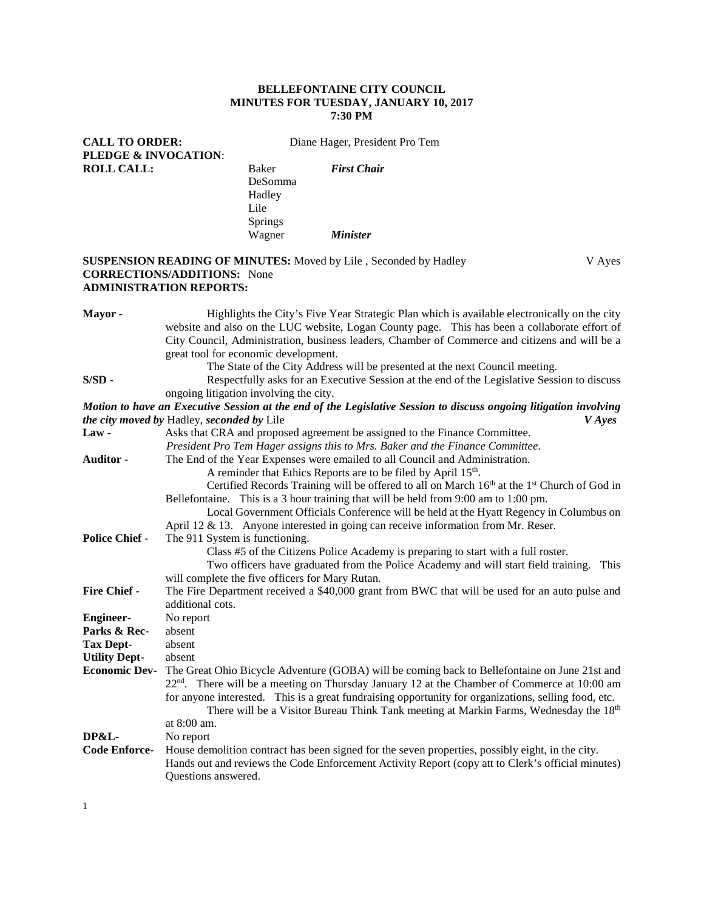**BELLEFONTAINE CITY COUNCIL**
**MINUTES FOR TUESDAY, JANUARY 10, 2017**
**7:30 PM**

**CALL TO ORDER:** Diane Hager, President Pro Tem
**PLEDGE & INVOCATION**:
**ROLL CALL:**

Baker *First Chair*
DeSomma
Hadley
Lile
Springs
Wagner *Minister*

**SUSPENSION READING OF MINUTES:** Moved by Lile , Seconded by Hadley V Ayes
**CORRECTIONS/ADDITIONS:** None
**ADMINISTRATION REPORTS:**

**Mayor -** Highlights the City's Five Year Strategic Plan which is available electronically on the city website and also on the LUC website, Logan County page. This has been a collaborate effort of City Council, Administration, business leaders, Chamber of Commerce and citizens and will be a great tool for economic development.
The State of the City Address will be presented at the next Council meeting.

**S/SD -** Respectfully asks for an Executive Session at the end of the Legislative Session to discuss ongoing litigation involving the city.

***Motion to have an Executive Session at the end of the Legislative Session to discuss ongoing litigation involving the city moved by*** Hadley, ***seconded by*** Lile ***V Ayes***

**Law -** Asks that CRA and proposed agreement be assigned to the Finance Committee.
*President Pro Tem Hager assigns this to Mrs. Baker and the Finance Committee.*

**Auditor -** The End of the Year Expenses were emailed to all Council and Administration.
A reminder that Ethics Reports are to be filed by April 15th.
Certified Records Training will be offered to all on March 16th at the 1st Church of God in Bellefontaine. This is a 3 hour training that will be held from 9:00 am to 1:00 pm.
Local Government Officials Conference will be held at the Hyatt Regency in Columbus on April 12 & 13. Anyone interested in going can receive information from Mr. Reser.

**Police Chief -** The 911 System is functioning.
Class #5 of the Citizens Police Academy is preparing to start with a full roster.
Two officers have graduated from the Police Academy and will start field training. This will complete the five officers for Mary Rutan.

**Fire Chief -** The Fire Department received a $40,000 grant from BWC that will be used for an auto pulse and additional cots.

**Engineer-** No report

**Parks & Rec-** absent

**Tax Dept-** absent

**Utility Dept-** absent

**Economic Dev-** The Great Ohio Bicycle Adventure (GOBA) will be coming back to Bellefontaine on June 21st and 22nd. There will be a meeting on Thursday January 12 at the Chamber of Commerce at 10:00 am for anyone interested. This is a great fundraising opportunity for organizations, selling food, etc.
There will be a Visitor Bureau Think Tank meeting at Markin Farms, Wednesday the 18th at 8:00 am.

**DP&L-** No report

**Code Enforce-** House demolition contract has been signed for the seven properties, possibly eight, in the city.
Hands out and reviews the Code Enforcement Activity Report (copy att to Clerk's official minutes)
Questions answered.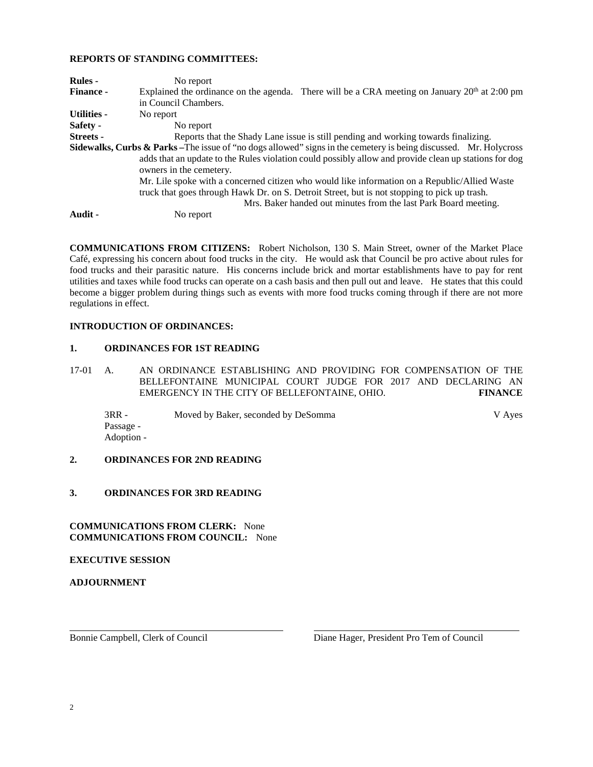**REPORTS OF STANDING COMMITTEES:**

**Rules -** No report

**Finance -** Explained the ordinance on the agenda. There will be a CRA meeting on January 20th at 2:00 pm in Council Chambers.

**Utilities -** No report

**Safety -** No report

**Streets -** Reports that the Shady Lane issue is still pending and working towards finalizing.

**Sidewalks, Curbs & Parks –** The issue of "no dogs allowed" signs in the cemetery is being discussed. Mr. Holycross adds that an update to the Rules violation could possibly allow and provide clean up stations for dog owners in the cemetery.

Mr. Lile spoke with a concerned citizen who would like information on a Republic/Allied Waste truck that goes through Hawk Dr. on S. Detroit Street, but is not stopping to pick up trash.

Mrs. Baker handed out minutes from the last Park Board meeting.

**Audit -** No report

**COMMUNICATIONS FROM CITIZENS:** Robert Nicholson, 130 S. Main Street, owner of the Market Place Café, expressing his concern about food trucks in the city. He would ask that Council be pro active about rules for food trucks and their parasitic nature. His concerns include brick and mortar establishments have to pay for rent utilities and taxes while food trucks can operate on a cash basis and then pull out and leave. He states that this could become a bigger problem during things such as events with more food trucks coming through if there are not more regulations in effect.

**INTRODUCTION OF ORDINANCES:**

**1. ORDINANCES FOR 1ST READING**

17-01 A. AN ORDINANCE ESTABLISHING AND PROVIDING FOR COMPENSATION OF THE BELLEFONTAINE MUNICIPAL COURT JUDGE FOR 2017 AND DECLARING AN EMERGENCY IN THE CITY OF BELLEFONTAINE, OHIO. **FINANCE**

3RR - Moved by Baker, seconded by DeSomma V Ayes

Passage -

Adoption -

**2. ORDINANCES FOR 2ND READING**

**3. ORDINANCES FOR 3RD READING**

**COMMUNICATIONS FROM CLERK:** None

**COMMUNICATIONS FROM COUNCIL:** None

**EXECUTIVE SESSION**

**ADJOURNMENT**

Bonnie Campbell, Clerk of Council

Diane Hager, President Pro Tem of Council